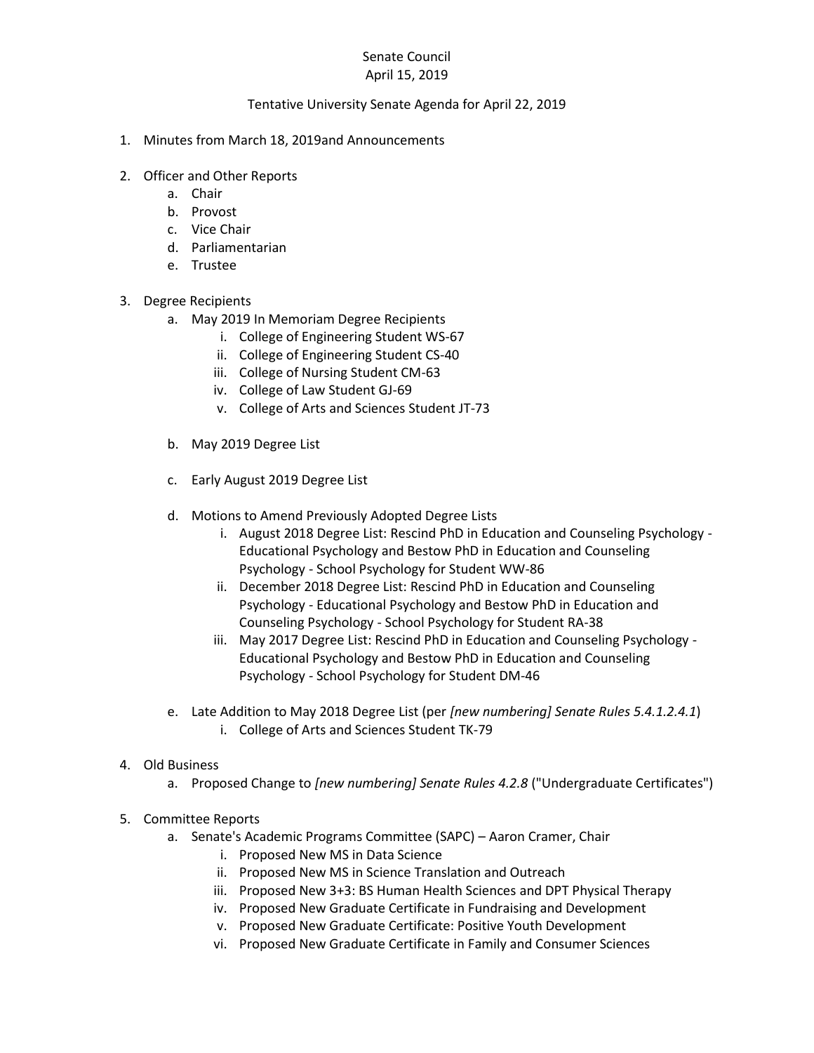Senate Council
April 15, 2019

Tentative University Senate Agenda for April 22, 2019

1. Minutes from March 18, 2019and Announcements

2. Officer and Other Reports
   a. Chair
   b. Provost
   c. Vice Chair
   d. Parliamentarian
   e. Trustee

3. Degree Recipients
   a. May 2019 In Memoriam Degree Recipients
      i. College of Engineering Student WS-67
      ii. College of Engineering Student CS-40
      iii. College of Nursing Student CM-63
      iv. College of Law Student GJ-69
      v. College of Arts and Sciences Student JT-73

   b. May 2019 Degree List

   c. Early August 2019 Degree List

   d. Motions to Amend Previously Adopted Degree Lists
      i. August 2018 Degree List: Rescind PhD in Education and Counseling Psychology - Educational Psychology and Bestow PhD in Education and Counseling Psychology - School Psychology for Student WW-86
      ii. December 2018 Degree List: Rescind PhD in Education and Counseling Psychology - Educational Psychology and Bestow PhD in Education and Counseling Psychology - School Psychology for Student RA-38
      iii. May 2017 Degree List: Rescind PhD in Education and Counseling Psychology - Educational Psychology and Bestow PhD in Education and Counseling Psychology - School Psychology for Student DM-46

   e. Late Addition to May 2018 Degree List (per *[new numbering] Senate Rules 5.4.1.2.4.1*)
      i. College of Arts and Sciences Student TK-79

4. Old Business
   a. Proposed Change to *[new numbering] Senate Rules 4.2.8* ("Undergraduate Certificates")

5. Committee Reports
   a. Senate's Academic Programs Committee (SAPC) – Aaron Cramer, Chair
      i. Proposed New MS in Data Science
      ii. Proposed New MS in Science Translation and Outreach
      iii. Proposed New 3+3: BS Human Health Sciences and DPT Physical Therapy
      iv. Proposed New Graduate Certificate in Fundraising and Development
      v. Proposed New Graduate Certificate: Positive Youth Development
      vi. Proposed New Graduate Certificate in Family and Consumer Sciences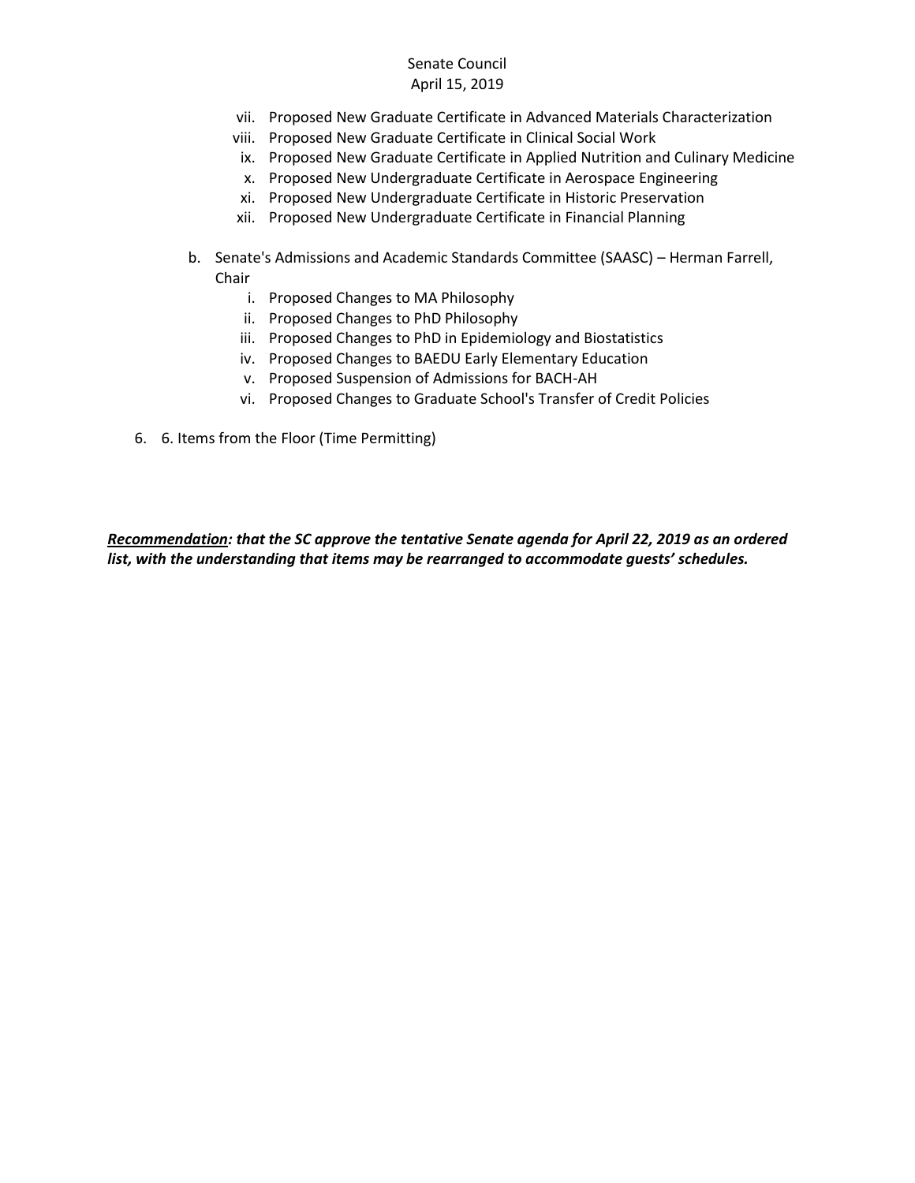vii. Proposed New Graduate Certificate in Advanced Materials Characterization
viii. Proposed New Graduate Certificate in Clinical Social Work
ix. Proposed New Graduate Certificate in Applied Nutrition and Culinary Medicine
x. Proposed New Undergraduate Certificate in Aerospace Engineering
xi. Proposed New Undergraduate Certificate in Historic Preservation
xii. Proposed New Undergraduate Certificate in Financial Planning

b. Senate's Admissions and Academic Standards Committee (SAASC) – Herman Farrell, Chair

i. Proposed Changes to MA Philosophy
ii. Proposed Changes to PhD Philosophy
iii. Proposed Changes to PhD in Epidemiology and Biostatistics
iv. Proposed Changes to BAEDU Early Elementary Education
v. Proposed Suspension of Admissions for BACH-AH
vi. Proposed Changes to Graduate School's Transfer of Credit Policies

6. 6. Items from the Floor (Time Permitting)

***<u>Recommendation</u>: that the SC approve the tentative Senate agenda for April 22, 2019 as an ordered list, with the understanding that items may be rearranged to accommodate guests' schedules.***